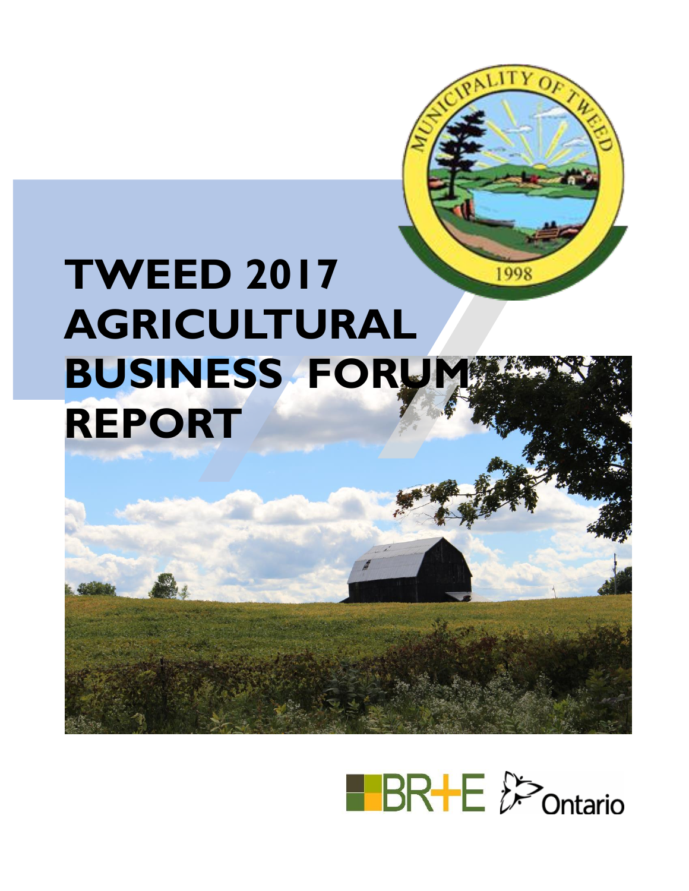# TWEED 2017 AGRICULTURAL BUSINESS FORUM REPORT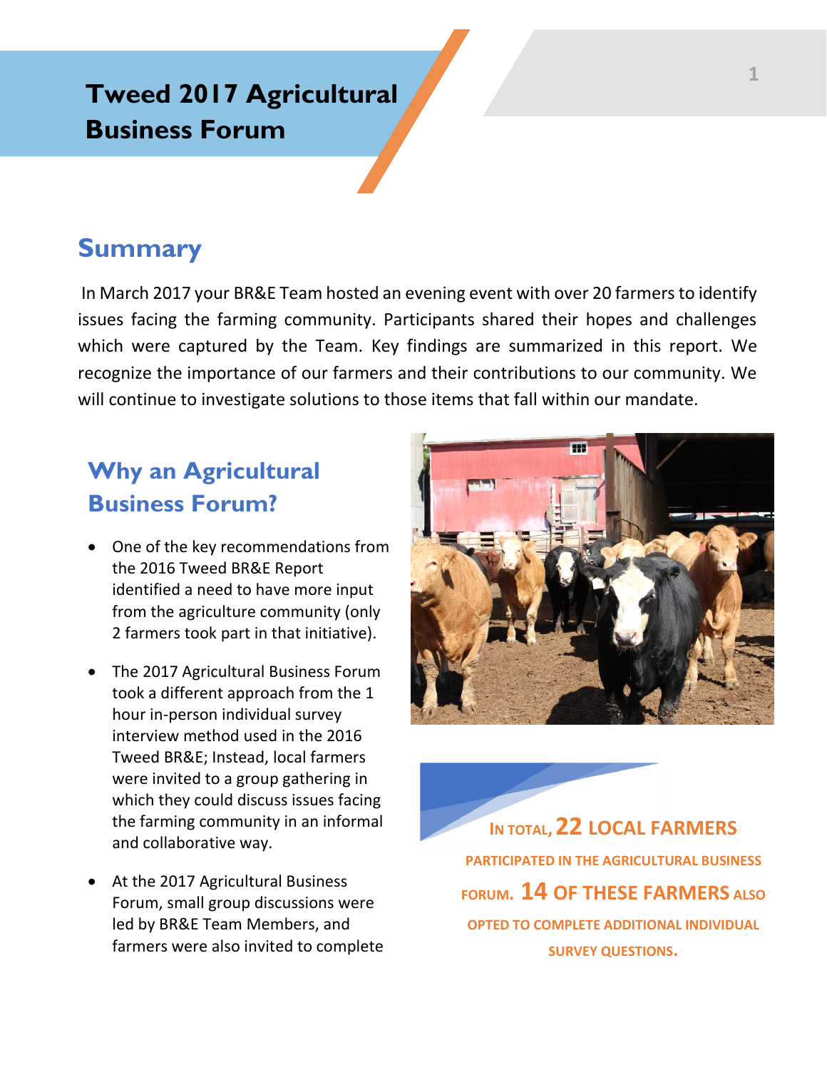# Tweed 2017 Agricultural Business Forum

## Summary

In March 2017 your BR&E Team hosted an evening event with over 20 farmers to identify issues facing the farming community. Participants shared their hopes and challenges which were captured by the Team. Key findings are summarized in this report. We recognize the importance of our farmers and their contributions to our community. We will continue to investigate solutions to those items that fall within our mandate.

## Why an Agricultural Business Forum?

- One of the key recommendations from the 2016 Tweed BR&E Report identified a need to have more input from the agriculture community (only 2 farmers took part in that initiative).
- The 2017 Agricultural Business Forum took a different approach from the 1 hour in-person individual survey interview method used in the 2016 Tweed BR&E; Instead, local farmers were invited to a group gathering in which they could discuss issues facing the farming community in an informal and collaborative way.
- At the 2017 Agricultural Business Forum, small group discussions were led by BR&E Team Members, and farmers were also invited to complete

**IN TOTAL, 22 LOCAL FARMERS PARTICIPATED IN THE AGRICULTURAL BUSINESS FORUM. 14 OF THESE FARMERS ALSO OPTED TO COMPLETE ADDITIONAL INDIVIDUAL SURVEY QUESTIONS.**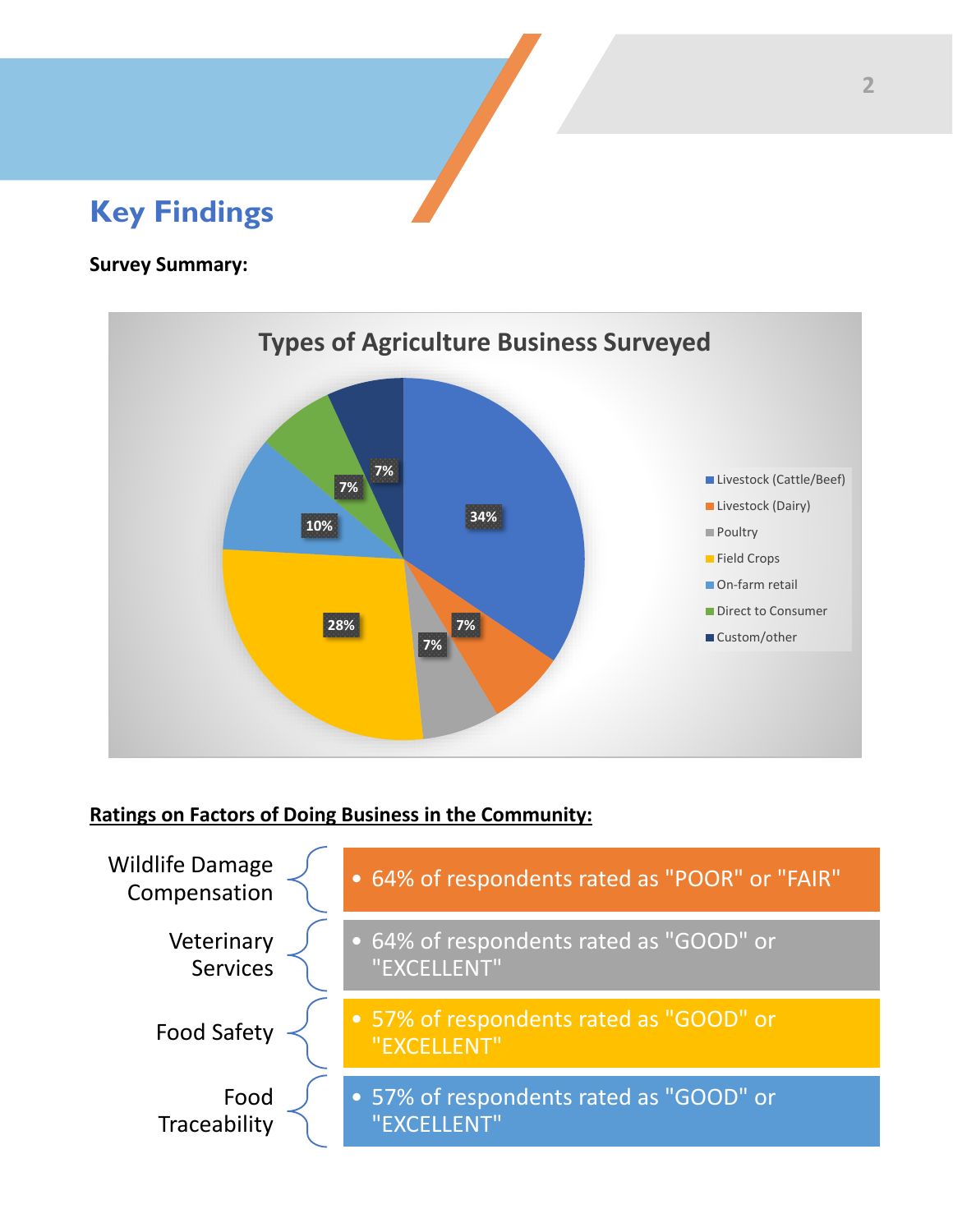# Key Findings

**Survey Summary:**

**Types of Agriculture Business Surveyed**

| Type | Percentage |
|---|---|
| Livestock (Cattle/Beef) | 34% |
| Livestock (Dairy) | 7% |
| Poultry | 7% |
| Field Crops | 28% |
| On-farm retail | 10% |
| Direct to Consumer | 7% |
| Custom/other | 7% |

**Ratings on Factors of Doing Business in the Community:**

- **Wildlife Damage Compensation**
  - 64% of respondents rated as "POOR" or "FAIR"
- **Veterinary Services**
  - 64% of respondents rated as "GOOD" or "EXCELLENT"
- **Food Safety**
  - 57% of respondents rated as "GOOD" or "EXCELLENT"
- **Food Traceability**
  - 57% of respondents rated as "GOOD" or "EXCELLENT"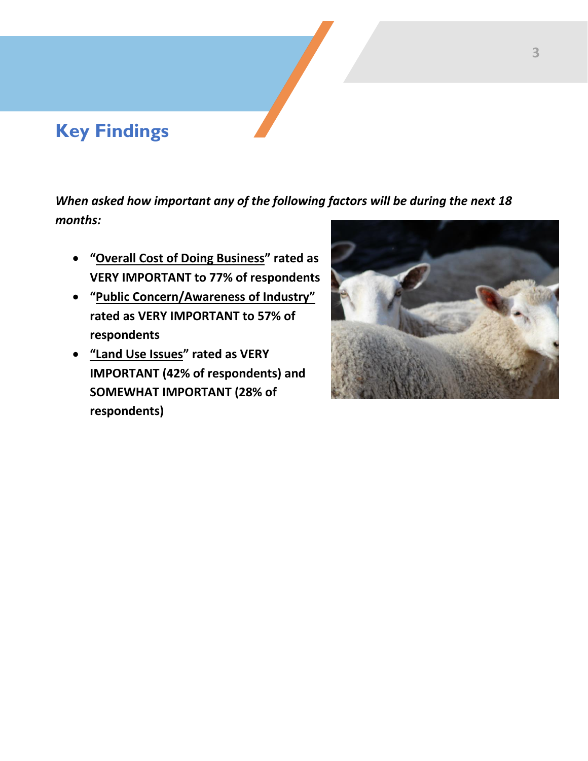## Key Findings

***When asked how important any of the following factors will be during the next 18 months:***

- **"<u>Overall Cost of Doing Business</u>" rated as VERY IMPORTANT to 77% of respondents**
- **"<u>Public Concern/Awareness of Industry</u>" rated as VERY IMPORTANT to 57% of respondents**
- **"<u>Land Use Issues</u>" rated as VERY IMPORTANT (42% of respondents) and SOMEWHAT IMPORTANT (28% of respondents)**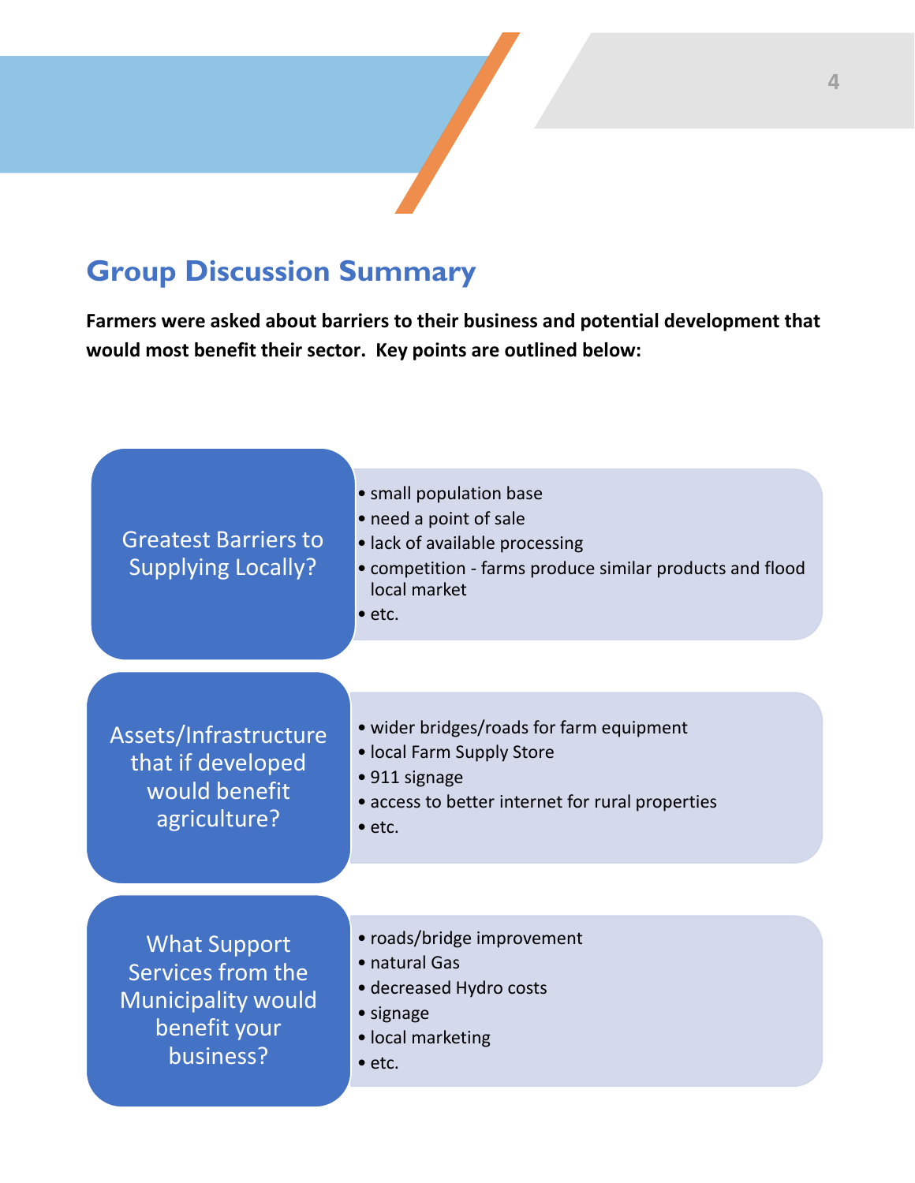## Group Discussion Summary

**Farmers were asked about barriers to their business and potential development that would most benefit their sector. Key points are outlined below:**

### Greatest Barriers to Supplying Locally?

- small population base
- need a point of sale
- lack of available processing
- competition - farms produce similar products and flood local market
- etc.

### Assets/Infrastructure that if developed would benefit agriculture?

- wider bridges/roads for farm equipment
- local Farm Supply Store
- 911 signage
- access to better internet for rural properties
- etc.

### What Support Services from the Municipality would benefit your business?

- roads/bridge improvement
- natural Gas
- decreased Hydro costs
- signage
- local marketing
- etc.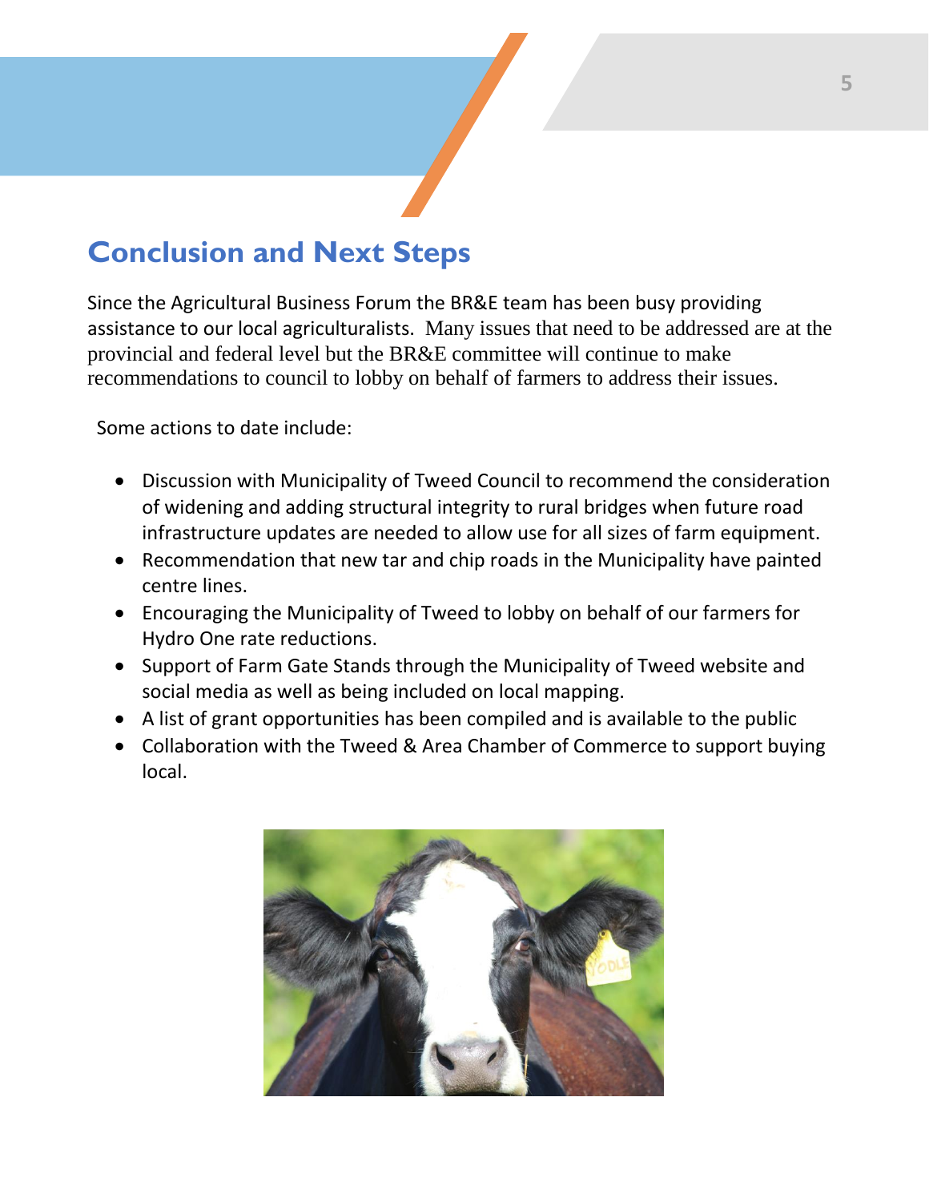## Conclusion and Next Steps

Since the Agricultural Business Forum the BR&E team has been busy providing assistance to our local agriculturalists. Many issues that need to be addressed are at the provincial and federal level but the BR&E committee will continue to make recommendations to council to lobby on behalf of farmers to address their issues.

Some actions to date include:

- Discussion with Municipality of Tweed Council to recommend the consideration of widening and adding structural integrity to rural bridges when future road infrastructure updates are needed to allow use for all sizes of farm equipment.
- Recommendation that new tar and chip roads in the Municipality have painted centre lines.
- Encouraging the Municipality of Tweed to lobby on behalf of our farmers for Hydro One rate reductions.
- Support of Farm Gate Stands through the Municipality of Tweed website and social media as well as being included on local mapping.
- A list of grant opportunities has been compiled and is available to the public
- Collaboration with the Tweed & Area Chamber of Commerce to support buying local.